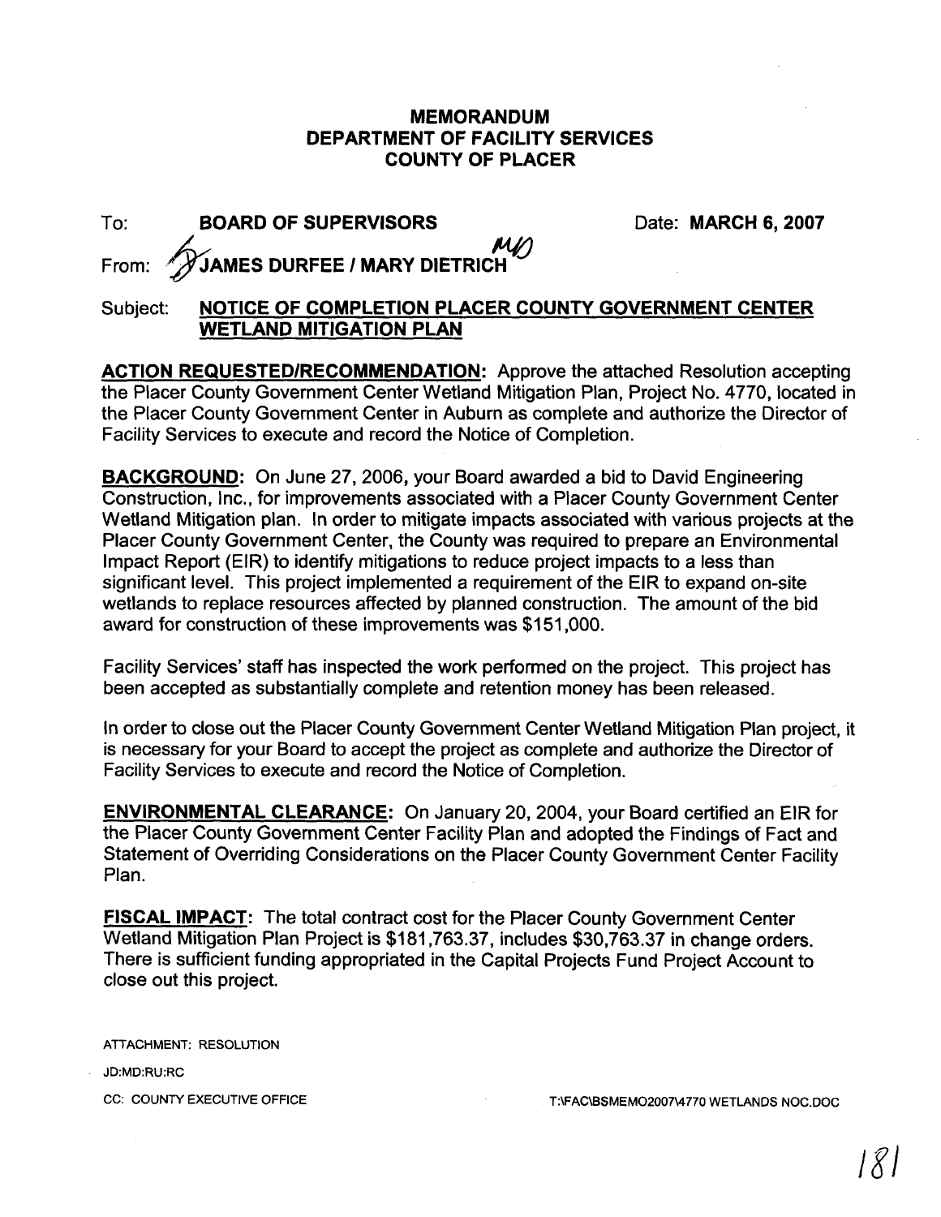# MEMORANDUM
# DEPARTMENT OF FACILITY SERVICES
# COUNTY OF PLACER

To: **BOARD OF SUPERVISORS** Date: **MARCH 6, 2007**

From: **JAMES DURFEE / MARY DIETRICH**

Subject: **NOTICE OF COMPLETION PLACER COUNTY GOVERNMENT CENTER WETLAND MITIGATION PLAN**

**ACTION REQUESTED/RECOMMENDATION:** Approve the attached Resolution accepting the Placer County Government Center Wetland Mitigation Plan, Project No. 4770, located in the Placer County Government Center in Auburn as complete and authorize the Director of Facility Services to execute and record the Notice of Completion.

**BACKGROUND:** On June 27, 2006, your Board awarded a bid to David Engineering Construction, Inc., for improvements associated with a Placer County Government Center Wetland Mitigation plan. In order to mitigate impacts associated with various projects at the Placer County Government Center, the County was required to prepare an Environmental Impact Report (EIR) to identify mitigations to reduce project impacts to a less than significant level. This project implemented a requirement of the EIR to expand on-site wetlands to replace resources affected by planned construction. The amount of the bid award for construction of these improvements was $151,000.

Facility Services' staff has inspected the work performed on the project. This project has been accepted as substantially complete and retention money has been released.

In order to close out the Placer County Government Center Wetland Mitigation Plan project, it is necessary for your Board to accept the project as complete and authorize the Director of Facility Services to execute and record the Notice of Completion.

**ENVIRONMENTAL CLEARANCE:** On January 20, 2004, your Board certified an EIR for the Placer County Government Center Facility Plan and adopted the Findings of Fact and Statement of Overriding Considerations on the Placer County Government Center Facility Plan.

**FISCAL IMPACT:** The total contract cost for the Placer County Government Center Wetland Mitigation Plan Project is $181,763.37, includes $30,763.37 in change orders. There is sufficient funding appropriated in the Capital Projects Fund Project Account to close out this project.

ATTACHMENT: RESOLUTION

JD:MD:RU:RC

CC: COUNTY EXECUTIVE OFFICE

T:\FAC\BSMEMO2007\4770 WETLANDS NOC.DOC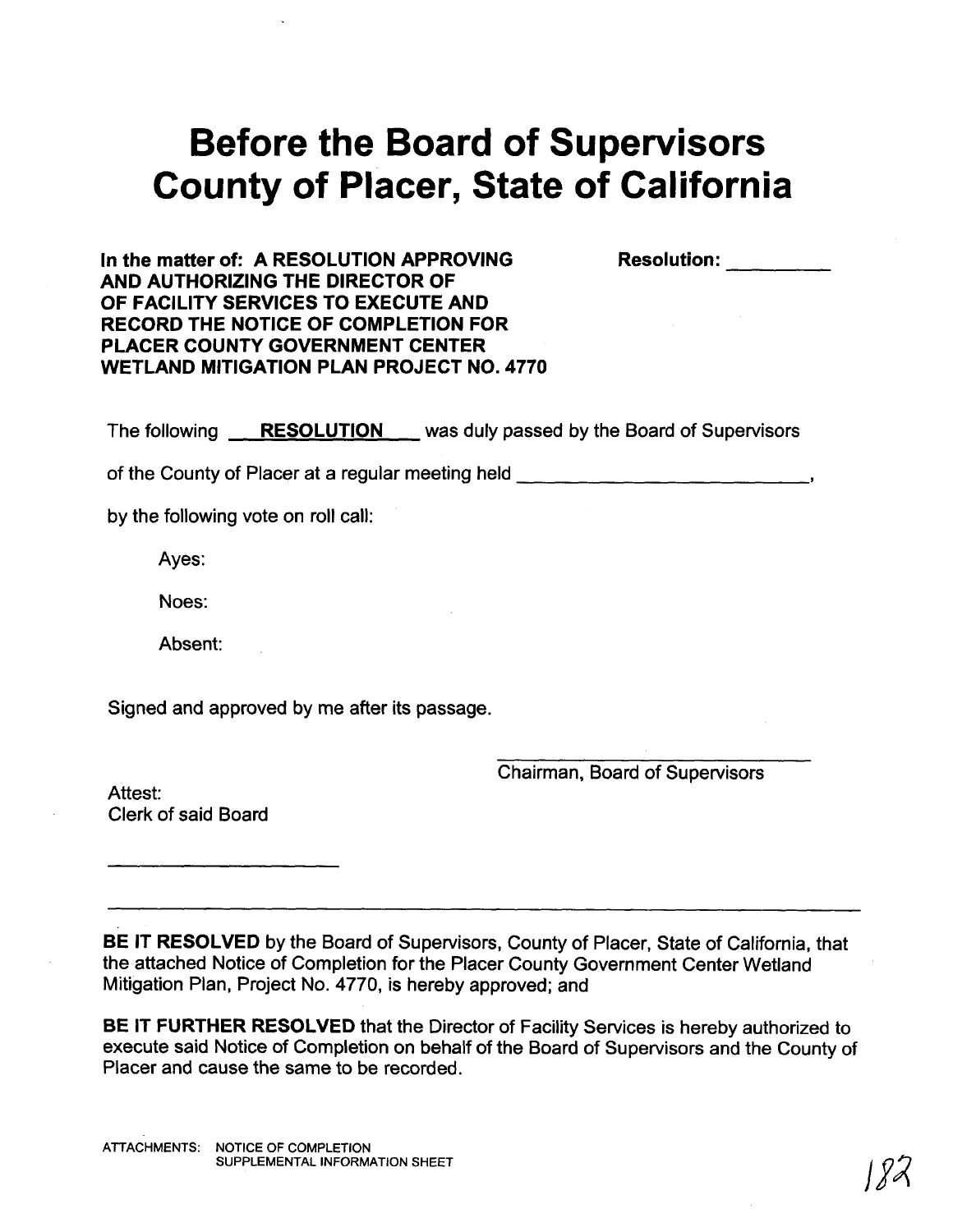# Before the Board of Supervisors County of Placer, State of California

**In the matter of: A RESOLUTION APPROVING AND AUTHORIZING THE DIRECTOR OF OF FACILITY SERVICES TO EXECUTE AND RECORD THE NOTICE OF COMPLETION FOR PLACER COUNTY GOVERNMENT CENTER WETLAND MITIGATION PLAN PROJECT NO. 4770**

**Resolution:** __________

The following ___**RESOLUTION**___ was duly passed by the Board of Supervisors

of the County of Placer at a regular meeting held ____________________________,

by the following vote on roll call:

Ayes:

Noes:

Absent:

Signed and approved by me after its passage.

______________________________
Chairman, Board of Supervisors

Attest:
Clerk of said Board

______________________

---

**BE IT RESOLVED** by the Board of Supervisors, County of Placer, State of California, that the attached Notice of Completion for the Placer County Government Center Wetland Mitigation Plan, Project No. 4770, is hereby approved; and

**BE IT FURTHER RESOLVED** that the Director of Facility Services is hereby authorized to execute said Notice of Completion on behalf of the Board of Supervisors and the County of Placer and cause the same to be recorded.

ATTACHMENTS: NOTICE OF COMPLETION
SUPPLEMENTAL INFORMATION SHEET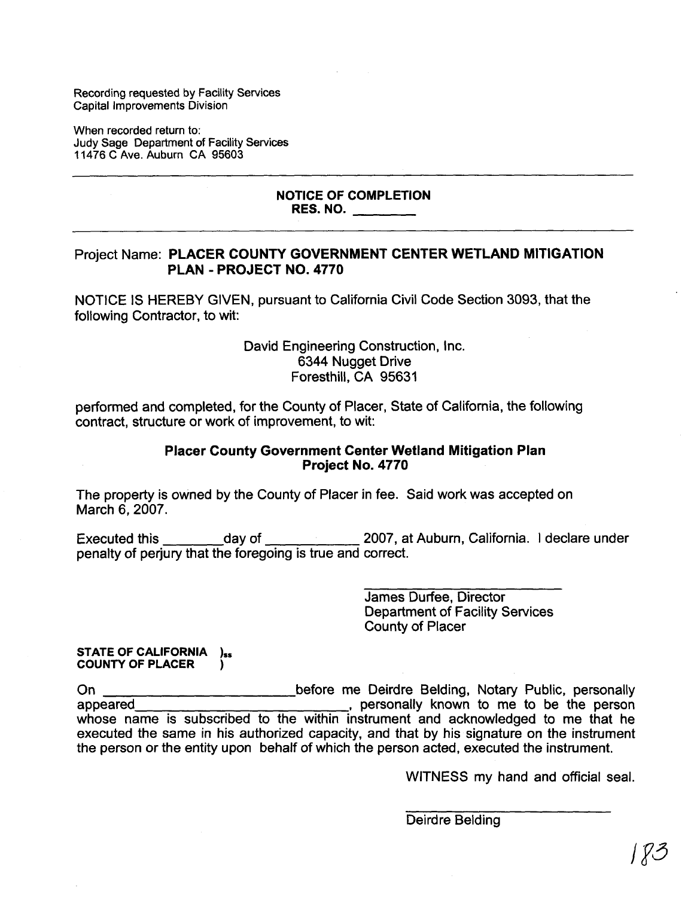Recording requested by Facility Services
Capital Improvements Division

When recorded return to:
Judy Sage Department of Facility Services
11476 C Ave. Auburn CA 95603

---

**NOTICE OF COMPLETION**
**RES. NO. ________**

---

Project Name: **PLACER COUNTY GOVERNMENT CENTER WETLAND MITIGATION PLAN - PROJECT NO. 4770**

NOTICE IS HEREBY GIVEN, pursuant to California Civil Code Section 3093, that the following Contractor, to wit:

David Engineering Construction, Inc.
6344 Nugget Drive
Foresthill, CA 95631

performed and completed, for the County of Placer, State of California, the following contract, structure or work of improvement, to wit:

**Placer County Government Center Wetland Mitigation Plan**
**Project No. 4770**

The property is owned by the County of Placer in fee. Said work was accepted on March 6, 2007.

Executed this ________ day of ____________ 2007, at Auburn, California. I declare under penalty of perjury that the foregoing is true and correct.

_________________________
James Durfee, Director
Department of Facility Services
County of Placer

**STATE OF CALIFORNIA )ss**
**COUNTY OF PLACER )**

On ________________________ before me Deirdre Belding, Notary Public, personally appeared________________________, personally known to me to be the person whose name is subscribed to the within instrument and acknowledged to me that he executed the same in his authorized capacity, and that by his signature on the instrument the person or the entity upon behalf of which the person acted, executed the instrument.

WITNESS my hand and official seal.

_________________________
Deirdre Belding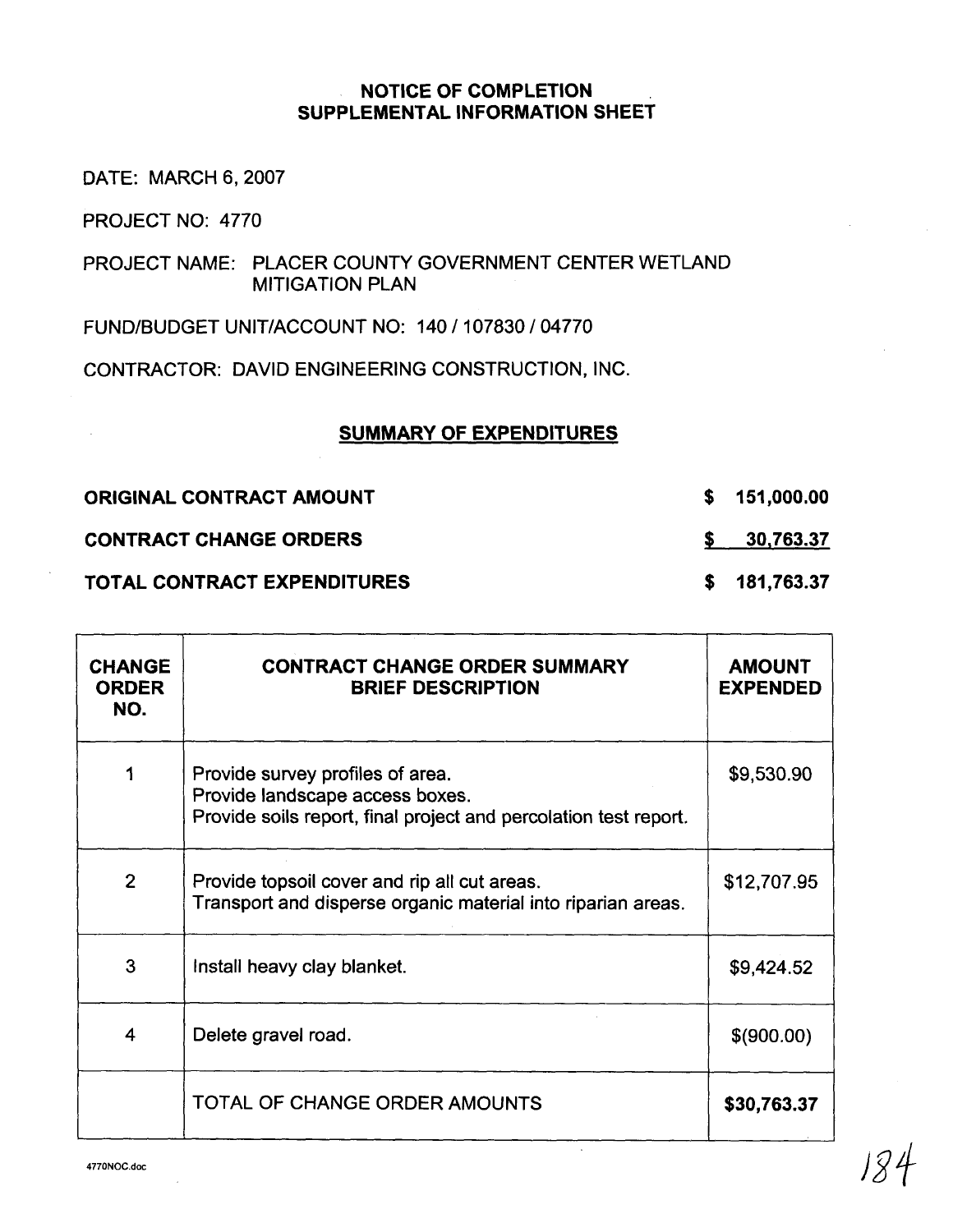# NOTICE OF COMPLETION
# SUPPLEMENTAL INFORMATION SHEET

DATE: MARCH 6, 2007

PROJECT NO: 4770

PROJECT NAME: PLACER COUNTY GOVERNMENT CENTER WETLAND MITIGATION PLAN

FUND/BUDGET UNIT/ACCOUNT NO: 140 / 107830 / 04770

CONTRACTOR: DAVID ENGINEERING CONSTRUCTION, INC.

## SUMMARY OF EXPENDITURES

| | |
|---|---|
| **ORIGINAL CONTRACT AMOUNT** | **$ 151,000.00** |
| **CONTRACT CHANGE ORDERS** | **$ 30,763.37** |
| **TOTAL CONTRACT EXPENDITURES** | **$ 181,763.37** |

| CHANGE ORDER NO. | CONTRACT CHANGE ORDER SUMMARY BRIEF DESCRIPTION | AMOUNT EXPENDED |
|---|---|---|
| 1 | Provide survey profiles of area.<br>Provide landscape access boxes.<br>Provide soils report, final project and percolation test report. | $9,530.90 |
| 2 | Provide topsoil cover and rip all cut areas.<br>Transport and disperse organic material into riparian areas. | $12,707.95 |
| 3 | Install heavy clay blanket. | $9,424.52 |
| 4 | Delete gravel road. | $(900.00) |
| | TOTAL OF CHANGE ORDER AMOUNTS | **$30,763.37** |

4770NOC.doc